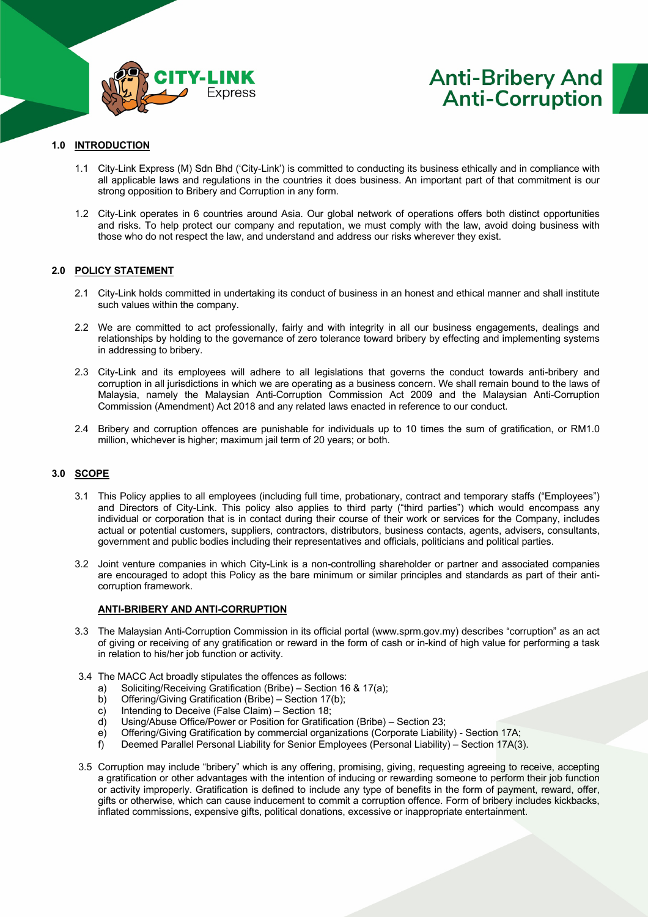# Anti-Bribery And Anti-Corruption

## 1.0 INTRODUCTION

1.1 City-Link Express (M) Sdn Bhd ('City-Link') is committed to conducting its business ethically and in compliance with all applicable laws and regulations in the countries it does business. An important part of that commitment is our strong opposition to Bribery and Corruption in any form.

1.2 City-Link operates in 6 countries around Asia. Our global network of operations offers both distinct opportunities and risks. To help protect our company and reputation, we must comply with the law, avoid doing business with those who do not respect the law, and understand and address our risks wherever they exist.

## 2.0 POLICY STATEMENT

2.1 City-Link holds committed in undertaking its conduct of business in an honest and ethical manner and shall institute such values within the company.

2.2 We are committed to act professionally, fairly and with integrity in all our business engagements, dealings and relationships by holding to the governance of zero tolerance toward bribery by effecting and implementing systems in addressing to bribery.

2.3 City-Link and its employees will adhere to all legislations that governs the conduct towards anti-bribery and corruption in all jurisdictions in which we are operating as a business concern. We shall remain bound to the laws of Malaysia, namely the Malaysian Anti-Corruption Commission Act 2009 and the Malaysian Anti-Corruption Commission (Amendment) Act 2018 and any related laws enacted in reference to our conduct.

2.4 Bribery and corruption offences are punishable for individuals up to 10 times the sum of gratification, or RM1.0 million, whichever is higher; maximum jail term of 20 years; or both.

## 3.0 SCOPE

3.1 This Policy applies to all employees (including full time, probationary, contract and temporary staffs ("Employees") and Directors of City-Link. This policy also applies to third party ("third parties") which would encompass any individual or corporation that is in contact during their course of their work or services for the Company, includes actual or potential customers, suppliers, contractors, distributors, business contacts, agents, advisers, consultants, government and public bodies including their representatives and officials, politicians and political parties.

3.2 Joint venture companies in which City-Link is a non-controlling shareholder or partner and associated companies are encouraged to adopt this Policy as the bare minimum or similar principles and standards as part of their anti-corruption framework.

### ANTI-BRIBERY AND ANTI-CORRUPTION

3.3 The Malaysian Anti-Corruption Commission in its official portal (www.sprm.gov.my) describes "corruption" as an act of giving or receiving of any gratification or reward in the form of cash or in-kind of high value for performing a task in relation to his/her job function or activity.

3.4 The MACC Act broadly stipulates the offences as follows:

a) Soliciting/Receiving Gratification (Bribe) – Section 16 & 17(a);
b) Offering/Giving Gratification (Bribe) – Section 17(b);
c) Intending to Deceive (False Claim) – Section 18;
d) Using/Abuse Office/Power or Position for Gratification (Bribe) – Section 23;
e) Offering/Giving Gratification by commercial organizations (Corporate Liability) - Section 17A;
f) Deemed Parallel Personal Liability for Senior Employees (Personal Liability) – Section 17A(3).

3.5 Corruption may include "bribery" which is any offering, promising, giving, requesting agreeing to receive, accepting a gratification or other advantages with the intention of inducing or rewarding someone to perform their job function or activity improperly. Gratification is defined to include any type of benefits in the form of payment, reward, offer, gifts or otherwise, which can cause inducement to commit a corruption offence. Form of bribery includes kickbacks, inflated commissions, expensive gifts, political donations, excessive or inappropriate entertainment.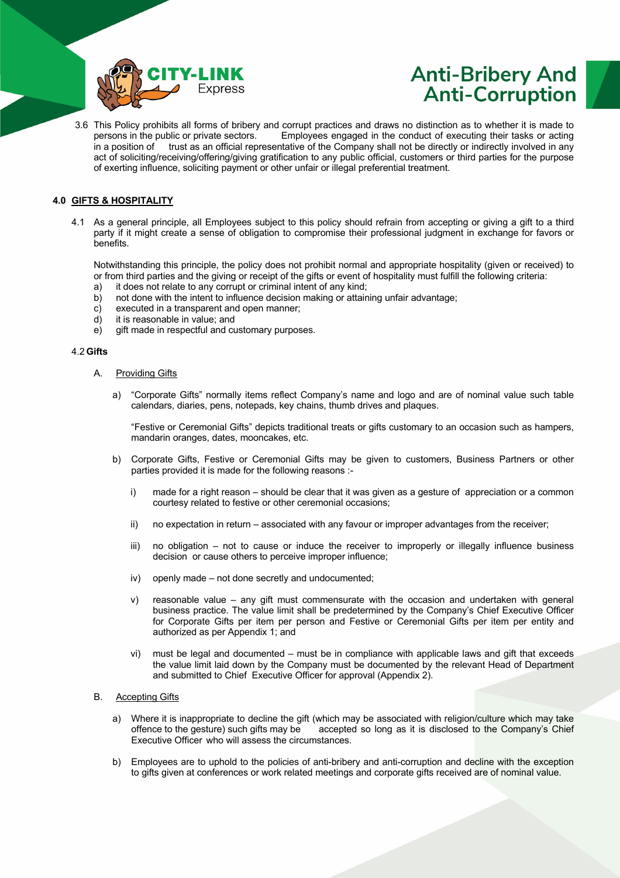3.6 This Policy prohibits all forms of bribery and corrupt practices and draws no distinction as to whether it is made to persons in the public or private sectors. Employees engaged in the conduct of executing their tasks or acting in a position of trust as an official representative of the Company shall not be directly or indirectly involved in any act of soliciting/receiving/offering/giving gratification to any public official, customers or third parties for the purpose of exerting influence, soliciting payment or other unfair or illegal preferential treatment.

## 4.0 GIFTS & HOSPITALITY

4.1 As a general principle, all Employees subject to this policy should refrain from accepting or giving a gift to a third party if it might create a sense of obligation to compromise their professional judgment in exchange for favors or benefits.

Notwithstanding this principle, the policy does not prohibit normal and appropriate hospitality (given or received) to or from third parties and the giving or receipt of the gifts or event of hospitality must fulfill the following criteria:

a) it does not relate to any corrupt or criminal intent of any kind;
b) not done with the intent to influence decision making or attaining unfair advantage;
c) executed in a transparent and open manner;
d) it is reasonable in value; and
e) gift made in respectful and customary purposes.

### 4.2 Gifts

A. Providing Gifts

a) "Corporate Gifts" normally items reflect Company's name and logo and are of nominal value such table calendars, diaries, pens, notepads, key chains, thumb drives and plaques.

"Festive or Ceremonial Gifts" depicts traditional treats or gifts customary to an occasion such as hampers, mandarin oranges, dates, mooncakes, etc.

b) Corporate Gifts, Festive or Ceremonial Gifts may be given to customers, Business Partners or other parties provided it is made for the following reasons :-

i) made for a right reason – should be clear that it was given as a gesture of appreciation or a common courtesy related to festive or other ceremonial occasions;

ii) no expectation in return – associated with any favour or improper advantages from the receiver;

iii) no obligation – not to cause or induce the receiver to improperly or illegally influence business decision or cause others to perceive improper influence;

iv) openly made – not done secretly and undocumented;

v) reasonable value – any gift must commensurate with the occasion and undertaken with general business practice. The value limit shall be predetermined by the Company's Chief Executive Officer for Corporate Gifts per item per person and Festive or Ceremonial Gifts per item per entity and authorized as per Appendix 1; and

vi) must be legal and documented – must be in compliance with applicable laws and gift that exceeds the value limit laid down by the Company must be documented by the relevant Head of Department and submitted to Chief Executive Officer for approval (Appendix 2).

B. Accepting Gifts

a) Where it is inappropriate to decline the gift (which may be associated with religion/culture which may take offence to the gesture) such gifts may be accepted so long as it is disclosed to the Company's Chief Executive Officer who will assess the circumstances.

b) Employees are to uphold to the policies of anti-bribery and anti-corruption and decline with the exception to gifts given at conferences or work related meetings and corporate gifts received are of nominal value.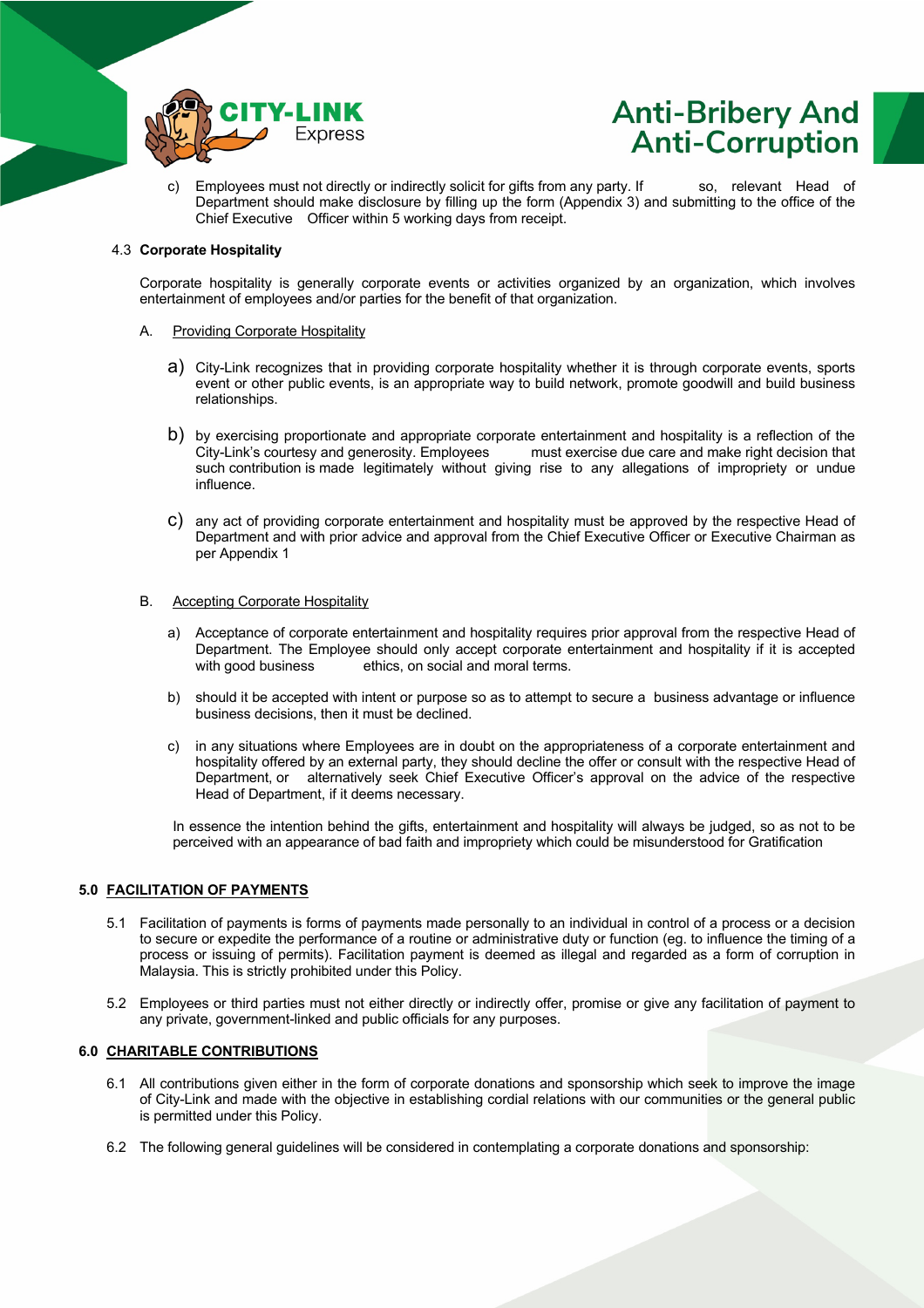c) Employees must not directly or indirectly solicit for gifts from any party. If so, relevant Head of Department should make disclosure by filling up the form (Appendix 3) and submitting to the office of the Chief Executive Officer within 5 working days from receipt.

4.3 **Corporate Hospitality**

Corporate hospitality is generally corporate events or activities organized by an organization, which involves entertainment of employees and/or parties for the benefit of that organization.

A. Providing Corporate Hospitality

a) City-Link recognizes that in providing corporate hospitality whether it is through corporate events, sports event or other public events, is an appropriate way to build network, promote goodwill and build business relationships.

b) by exercising proportionate and appropriate corporate entertainment and hospitality is a reflection of the City-Link's courtesy and generosity. Employees must exercise due care and make right decision that such contribution is made legitimately without giving rise to any allegations of impropriety or undue influence.

c) any act of providing corporate entertainment and hospitality must be approved by the respective Head of Department and with prior advice and approval from the Chief Executive Officer or Executive Chairman as per Appendix 1

B. Accepting Corporate Hospitality

a) Acceptance of corporate entertainment and hospitality requires prior approval from the respective Head of Department. The Employee should only accept corporate entertainment and hospitality if it is accepted with good business ethics, on social and moral terms.

b) should it be accepted with intent or purpose so as to attempt to secure a business advantage or influence business decisions, then it must be declined.

c) in any situations where Employees are in doubt on the appropriateness of a corporate entertainment and hospitality offered by an external party, they should decline the offer or consult with the respective Head of Department, or alternatively seek Chief Executive Officer's approval on the advice of the respective Head of Department, if it deems necessary.

In essence the intention behind the gifts, entertainment and hospitality will always be judged, so as not to be perceived with an appearance of bad faith and impropriety which could be misunderstood for Gratification

## 5.0 FACILITATION OF PAYMENTS

5.1 Facilitation of payments is forms of payments made personally to an individual in control of a process or a decision to secure or expedite the performance of a routine or administrative duty or function (eg. to influence the timing of a process or issuing of permits). Facilitation payment is deemed as illegal and regarded as a form of corruption in Malaysia. This is strictly prohibited under this Policy.

5.2 Employees or third parties must not either directly or indirectly offer, promise or give any facilitation of payment to any private, government-linked and public officials for any purposes.

## 6.0 CHARITABLE CONTRIBUTIONS

6.1 All contributions given either in the form of corporate donations and sponsorship which seek to improve the image of City-Link and made with the objective in establishing cordial relations with our communities or the general public is permitted under this Policy.

6.2 The following general guidelines will be considered in contemplating a corporate donations and sponsorship: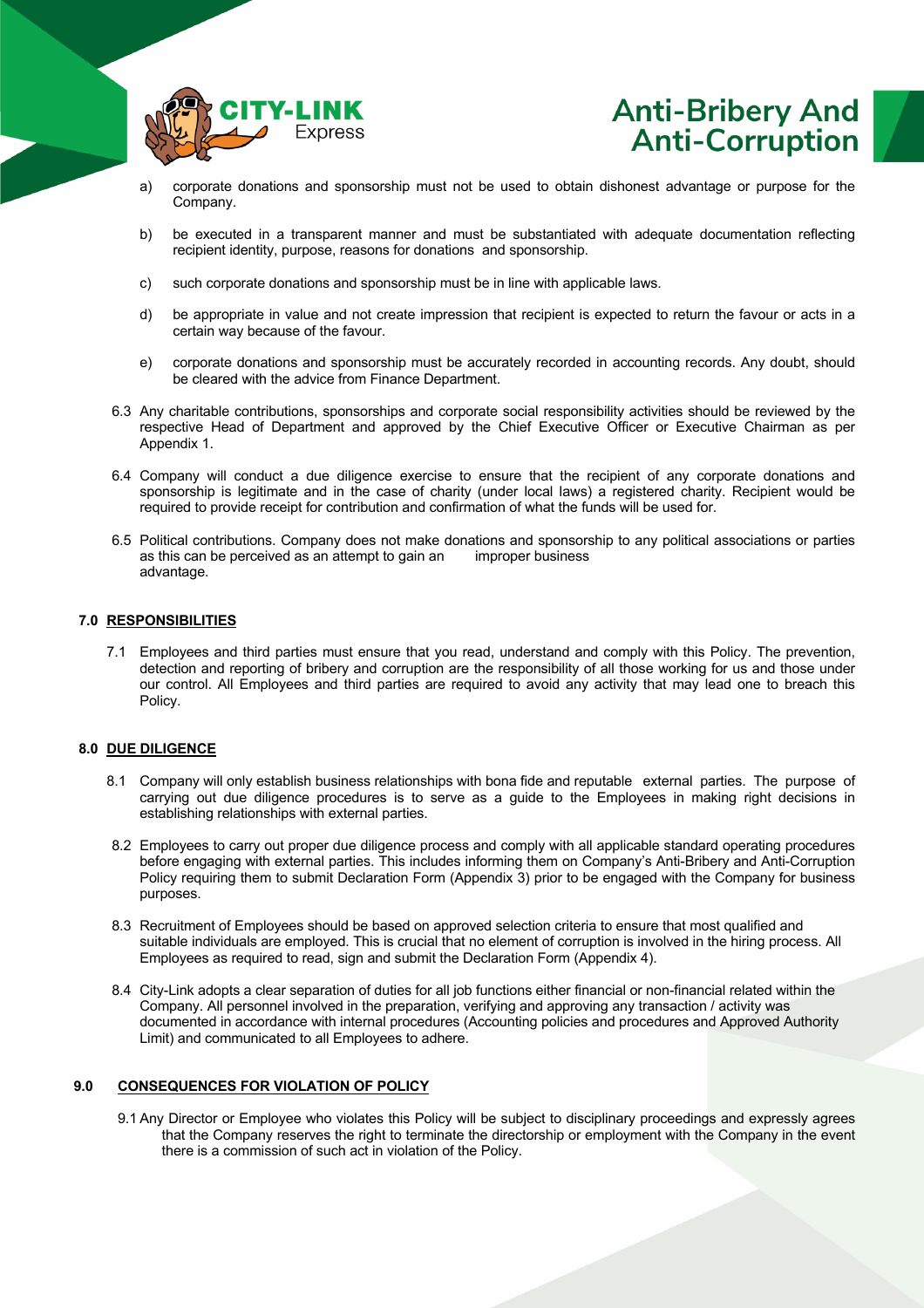a) corporate donations and sponsorship must not be used to obtain dishonest advantage or purpose for the Company.

b) be executed in a transparent manner and must be substantiated with adequate documentation reflecting recipient identity, purpose, reasons for donations and sponsorship.

c) such corporate donations and sponsorship must be in line with applicable laws.

d) be appropriate in value and not create impression that recipient is expected to return the favour or acts in a certain way because of the favour.

e) corporate donations and sponsorship must be accurately recorded in accounting records. Any doubt, should be cleared with the advice from Finance Department.

6.3 Any charitable contributions, sponsorships and corporate social responsibility activities should be reviewed by the respective Head of Department and approved by the Chief Executive Officer or Executive Chairman as per Appendix 1.

6.4 Company will conduct a due diligence exercise to ensure that the recipient of any corporate donations and sponsorship is legitimate and in the case of charity (under local laws) a registered charity. Recipient would be required to provide receipt for contribution and confirmation of what the funds will be used for.

6.5 Political contributions. Company does not make donations and sponsorship to any political associations or parties as this can be perceived as an attempt to gain an improper business advantage.

## 7.0 RESPONSIBILITIES

7.1 Employees and third parties must ensure that you read, understand and comply with this Policy. The prevention, detection and reporting of bribery and corruption are the responsibility of all those working for us and those under our control. All Employees and third parties are required to avoid any activity that may lead one to breach this Policy.

## 8.0 DUE DILIGENCE

8.1 Company will only establish business relationships with bona fide and reputable external parties. The purpose of carrying out due diligence procedures is to serve as a guide to the Employees in making right decisions in establishing relationships with external parties.

8.2 Employees to carry out proper due diligence process and comply with all applicable standard operating procedures before engaging with external parties. This includes informing them on Company's Anti-Bribery and Anti-Corruption Policy requiring them to submit Declaration Form (Appendix 3) prior to be engaged with the Company for business purposes.

8.3 Recruitment of Employees should be based on approved selection criteria to ensure that most qualified and suitable individuals are employed. This is crucial that no element of corruption is involved in the hiring process. All Employees as required to read, sign and submit the Declaration Form (Appendix 4).

8.4 City-Link adopts a clear separation of duties for all job functions either financial or non-financial related within the Company. All personnel involved in the preparation, verifying and approving any transaction / activity was documented in accordance with internal procedures (Accounting policies and procedures and Approved Authority Limit) and communicated to all Employees to adhere.

## 9.0 CONSEQUENCES FOR VIOLATION OF POLICY

9.1 Any Director or Employee who violates this Policy will be subject to disciplinary proceedings and expressly agrees that the Company reserves the right to terminate the directorship or employment with the Company in the event there is a commission of such act in violation of the Policy.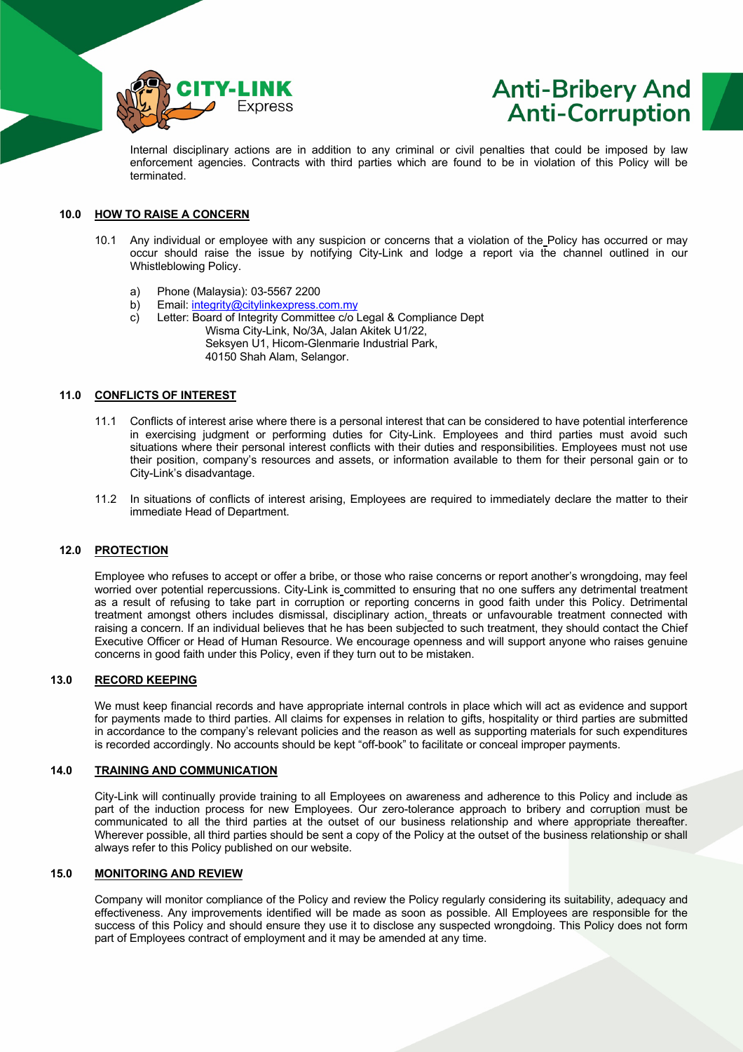Internal disciplinary actions are in addition to any criminal or civil penalties that could be imposed by law enforcement agencies. Contracts with third parties which are found to be in violation of this Policy will be terminated.

## 10.0 HOW TO RAISE A CONCERN

10.1 Any individual or employee with any suspicion or concerns that a violation of the Policy has occurred or may occur should raise the issue by notifying City-Link and lodge a report via the channel outlined in our Whistleblowing Policy.

a) Phone (Malaysia): 03-5567 2200
b) Email: integrity@citylinkexpress.com.my
c) Letter: Board of Integrity Committee c/o Legal & Compliance Dept
Wisma City-Link, No/3A, Jalan Akitek U1/22,
Seksyen U1, Hicom-Glenmarie Industrial Park,
40150 Shah Alam, Selangor.

## 11.0 CONFLICTS OF INTEREST

11.1 Conflicts of interest arise where there is a personal interest that can be considered to have potential interference in exercising judgment or performing duties for City-Link. Employees and third parties must avoid such situations where their personal interest conflicts with their duties and responsibilities. Employees must not use their position, company's resources and assets, or information available to them for their personal gain or to City-Link's disadvantage.

11.2 In situations of conflicts of interest arising, Employees are required to immediately declare the matter to their immediate Head of Department.

## 12.0 PROTECTION

Employee who refuses to accept or offer a bribe, or those who raise concerns or report another's wrongdoing, may feel worried over potential repercussions. City-Link is committed to ensuring that no one suffers any detrimental treatment as a result of refusing to take part in corruption or reporting concerns in good faith under this Policy. Detrimental treatment amongst others includes dismissal, disciplinary action, threats or unfavourable treatment connected with raising a concern. If an individual believes that he has been subjected to such treatment, they should contact the Chief Executive Officer or Head of Human Resource. We encourage openness and will support anyone who raises genuine concerns in good faith under this Policy, even if they turn out to be mistaken.

## 13.0 RECORD KEEPING

We must keep financial records and have appropriate internal controls in place which will act as evidence and support for payments made to third parties. All claims for expenses in relation to gifts, hospitality or third parties are submitted in accordance to the company's relevant policies and the reason as well as supporting materials for such expenditures is recorded accordingly. No accounts should be kept "off-book" to facilitate or conceal improper payments.

## 14.0 TRAINING AND COMMUNICATION

City-Link will continually provide training to all Employees on awareness and adherence to this Policy and include as part of the induction process for new Employees. Our zero-tolerance approach to bribery and corruption must be communicated to all the third parties at the outset of our business relationship and where appropriate thereafter. Wherever possible, all third parties should be sent a copy of the Policy at the outset of the business relationship or shall always refer to this Policy published on our website.

## 15.0 MONITORING AND REVIEW

Company will monitor compliance of the Policy and review the Policy regularly considering its suitability, adequacy and effectiveness. Any improvements identified will be made as soon as possible. All Employees are responsible for the success of this Policy and should ensure they use it to disclose any suspected wrongdoing. This Policy does not form part of Employees contract of employment and it may be amended at any time.